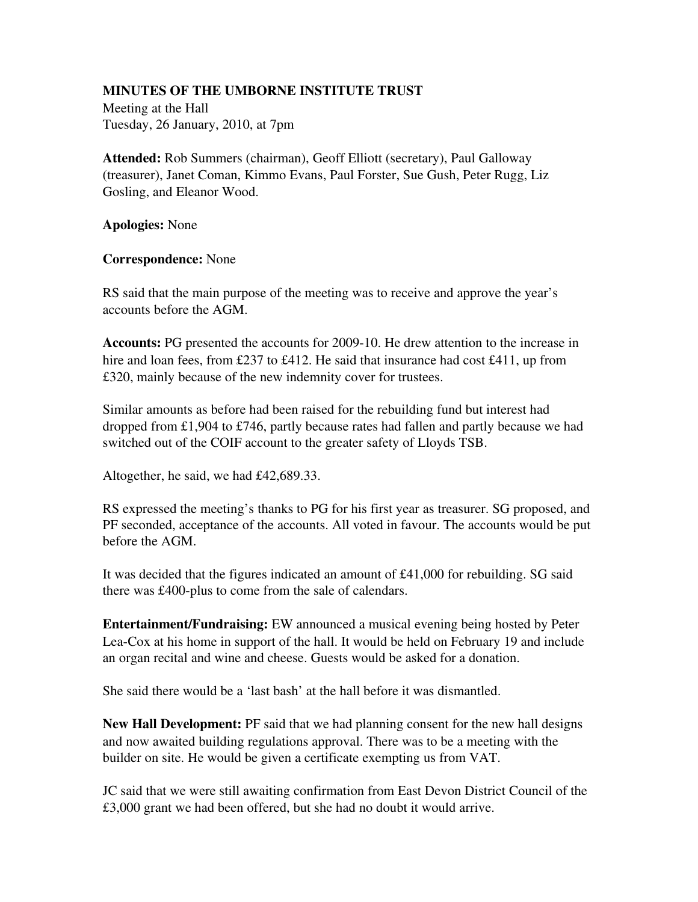**MINUTES OF THE UMBORNE INSTITUTE TRUST**

Meeting at the Hall
Tuesday, 26 January, 2010, at 7pm

**Attended:** Rob Summers (chairman), Geoff Elliott (secretary), Paul Galloway (treasurer), Janet Coman, Kimmo Evans, Paul Forster, Sue Gush, Peter Rugg, Liz Gosling, and Eleanor Wood.

**Apologies:** None

**Correspondence:** None

RS said that the main purpose of the meeting was to receive and approve the year's accounts before the AGM.

**Accounts:** PG presented the accounts for 2009-10. He drew attention to the increase in hire and loan fees, from £237 to £412. He said that insurance had cost £411, up from £320, mainly because of the new indemnity cover for trustees.

Similar amounts as before had been raised for the rebuilding fund but interest had dropped from £1,904 to £746, partly because rates had fallen and partly because we had switched out of the COIF account to the greater safety of Lloyds TSB.

Altogether, he said, we had £42,689.33.

RS expressed the meeting's thanks to PG for his first year as treasurer. SG proposed, and PF seconded, acceptance of the accounts. All voted in favour. The accounts would be put before the AGM.

It was decided that the figures indicated an amount of £41,000 for rebuilding. SG said there was £400-plus to come from the sale of calendars.

**Entertainment/Fundraising:** EW announced a musical evening being hosted by Peter Lea-Cox at his home in support of the hall. It would be held on February 19 and include an organ recital and wine and cheese. Guests would be asked for a donation.

She said there would be a 'last bash' at the hall before it was dismantled.

**New Hall Development:** PF said that we had planning consent for the new hall designs and now awaited building regulations approval. There was to be a meeting with the builder on site. He would be given a certificate exempting us from VAT.

JC said that we were still awaiting confirmation from East Devon District Council of the £3,000 grant we had been offered, but she had no doubt it would arrive.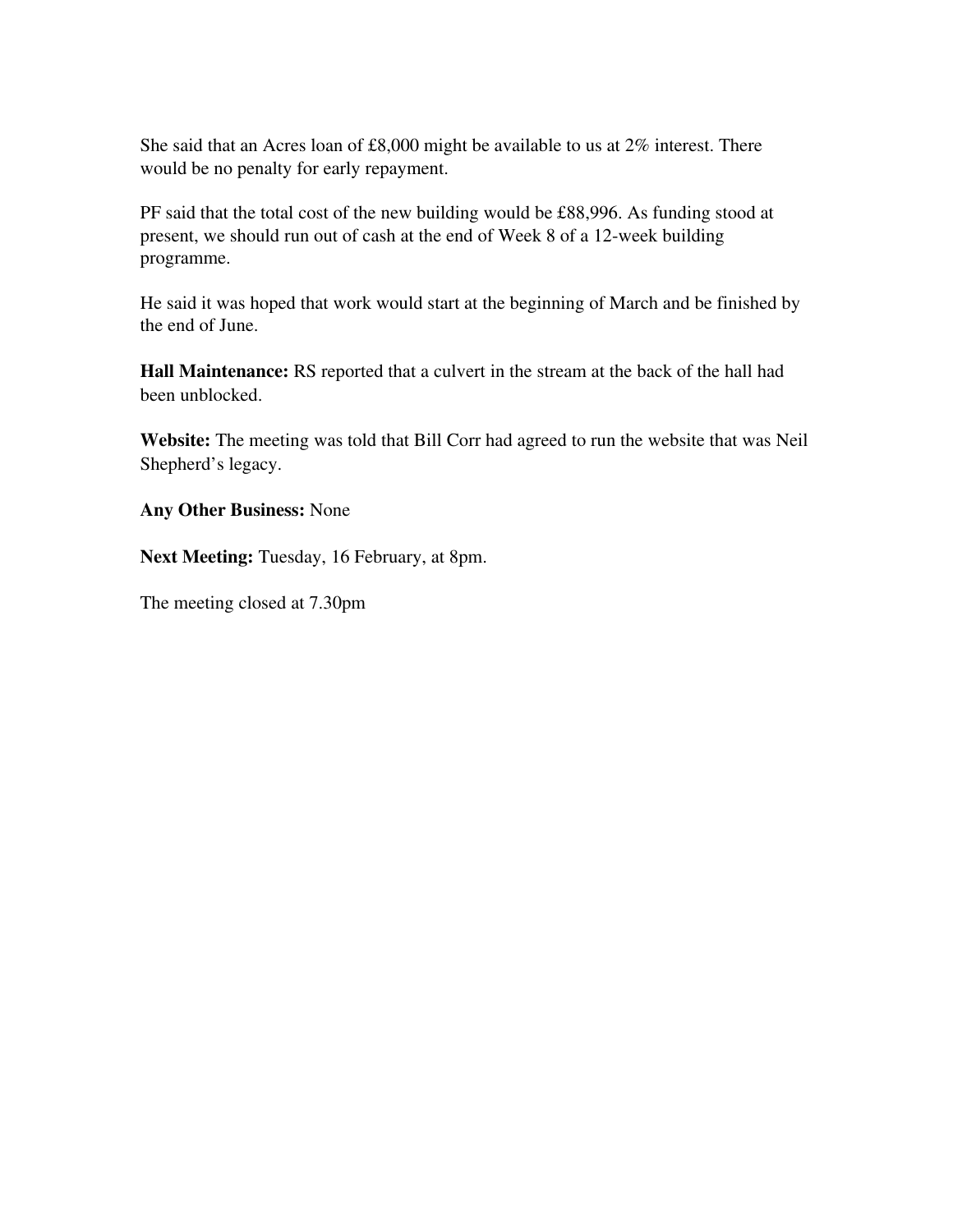She said that an Acres loan of £8,000 might be available to us at 2% interest. There would be no penalty for early repayment.

PF said that the total cost of the new building would be £88,996. As funding stood at present, we should run out of cash at the end of Week 8 of a 12-week building programme.

He said it was hoped that work would start at the beginning of March and be finished by the end of June.

**Hall Maintenance:** RS reported that a culvert in the stream at the back of the hall had been unblocked.

**Website:** The meeting was told that Bill Corr had agreed to run the website that was Neil Shepherd's legacy.

**Any Other Business:** None

**Next Meeting:** Tuesday, 16 February, at 8pm.

The meeting closed at 7.30pm